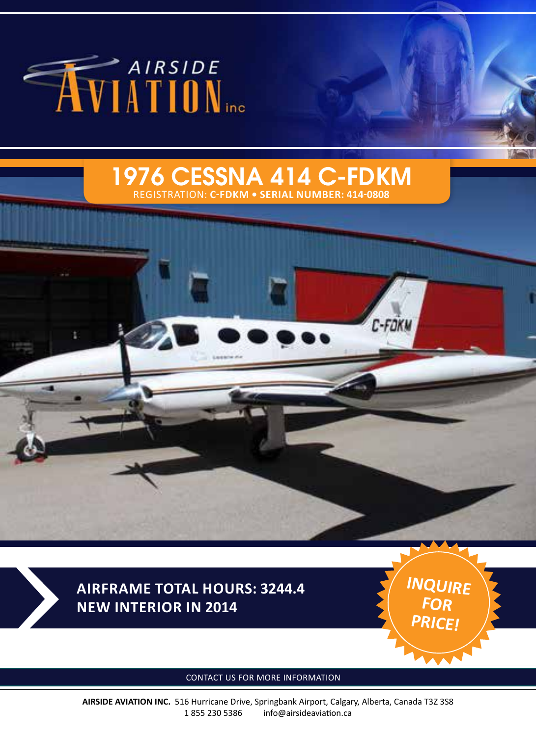AIRSIDE AVIATION inc

# 1976 CESSNA 414 C-FDKM

REGISTRATION: **C-FDKM • SERIAL NUMBER: 414-0808**

**AIRFRAME TOTAL HOURS: 3244.4**
**NEW INTERIOR IN 2014**

**INQUIRE FOR PRICE!**

CONTACT US FOR MORE INFORMATION

**AIRSIDE AVIATION INC.** 516 Hurricane Drive, Springbank Airport, Calgary, Alberta, Canada T3Z 3S8
1 855 230 5386 info@airsideaviation.ca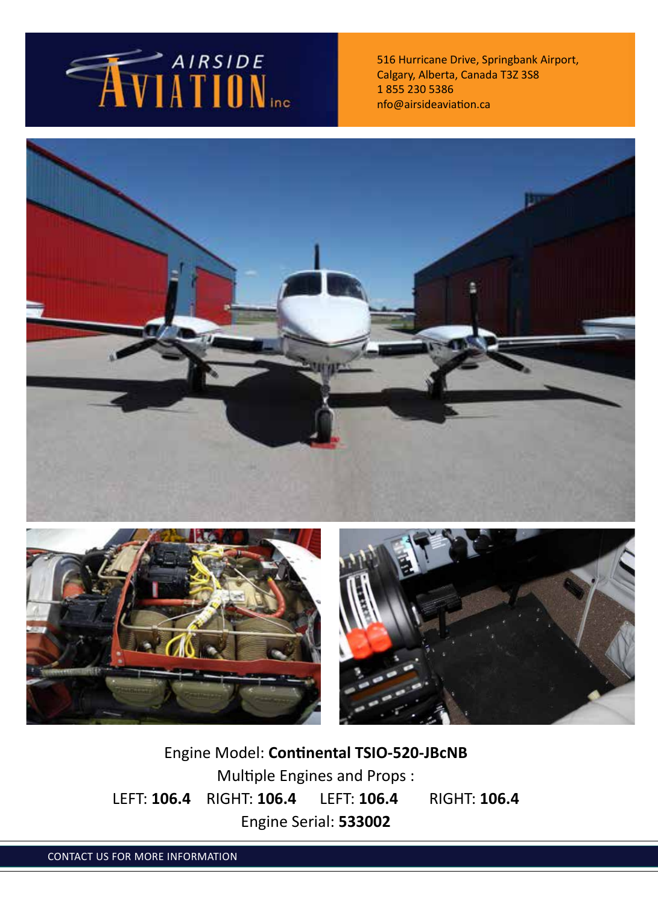AIRSIDE AVIATION inc

516 Hurricane Drive, Springbank Airport,
Calgary, Alberta, Canada T3Z 3S8
1 855 230 5386
nfo@airsideaviation.ca

Engine Model: **Continental TSIO-520-JBcNB**

Multiple Engines and Props :

LEFT: **106.4** RIGHT: **106.4** LEFT: **106.4** RIGHT: **106.4**

Engine Serial: **533002**

CONTACT US FOR MORE INFORMATION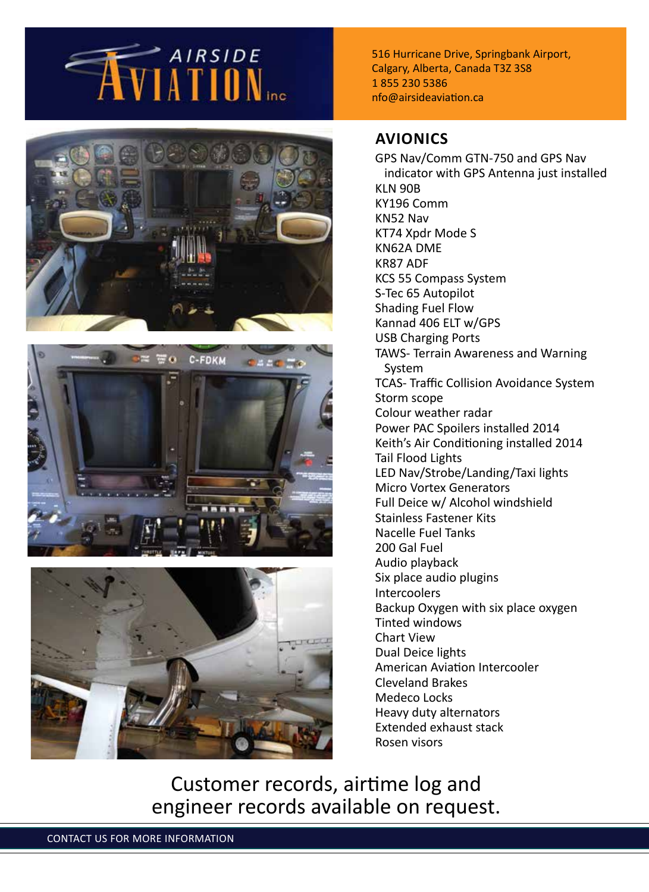AIRSIDE AVIATION inc

516 Hurricane Drive, Springbank Airport,
Calgary, Alberta, Canada T3Z 3S8
1 855 230 5386
nfo@airsideaviation.ca

## AVIONICS

- GPS Nav/Comm GTN-750 and GPS Nav indicator with GPS Antenna just installed
- KLN 90B
- KY196 Comm
- KN52 Nav
- KT74 Xpdr Mode S
- KN62A DME
- KR87 ADF
- KCS 55 Compass System
- S-Tec 65 Autopilot
- Shading Fuel Flow
- Kannad 406 ELT w/GPS
- USB Charging Ports
- TAWS- Terrain Awareness and Warning System
- TCAS- Traffic Collision Avoidance System
- Storm scope
- Colour weather radar
- Power PAC Spoilers installed 2014
- Keith's Air Conditioning installed 2014
- Tail Flood Lights
- LED Nav/Strobe/Landing/Taxi lights
- Micro Vortex Generators
- Full Deice w/ Alcohol windshield
- Stainless Fastener Kits
- Nacelle Fuel Tanks
- 200 Gal Fuel
- Audio playback
- Six place audio plugins
- Intercoolers
- Backup Oxygen with six place oxygen
- Tinted windows
- Chart View
- Dual Deice lights
- American Aviation Intercooler
- Cleveland Brakes
- Medeco Locks
- Heavy duty alternators
- Extended exhaust stack
- Rosen visors

Customer records, airtime log and engineer records available on request.

CONTACT US FOR MORE INFORMATION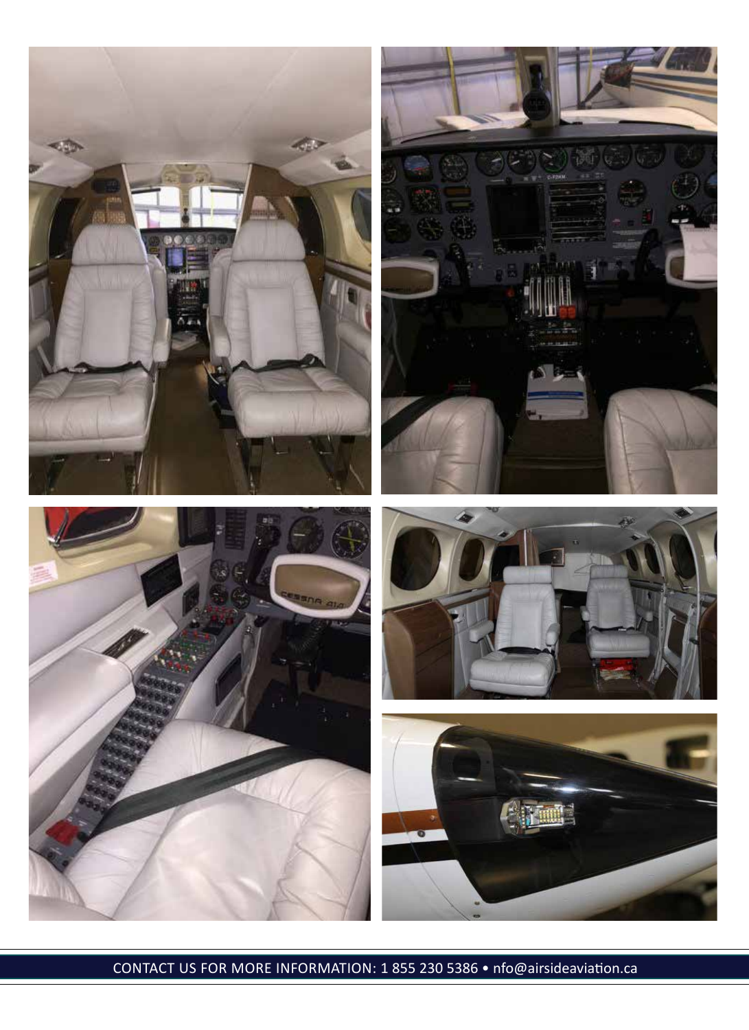CONTACT US FOR MORE INFORMATION: 1 855 230 5386 • nfo@airsideaviation.ca